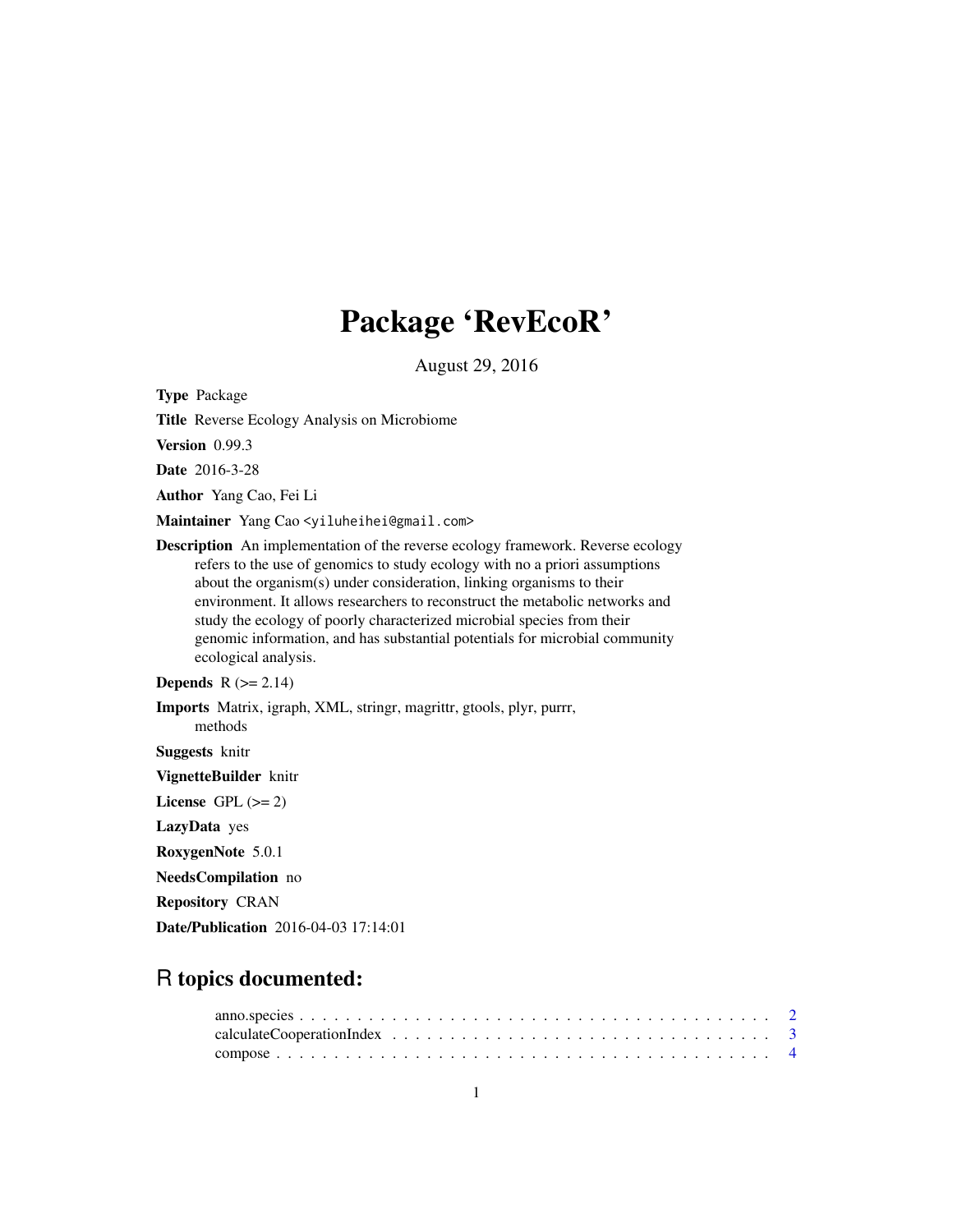# Package 'RevEcoR'

August 29, 2016

**Type** Package

**Title** Reverse Ecology Analysis on Microbiome

**Version** 0.99.3

**Date** 2016-3-28

**Author** Yang Cao, Fei Li

**Maintainer** Yang Cao <yiluheihei@gmail.com>

**Description** An implementation of the reverse ecology framework. Reverse ecology refers to the use of genomics to study ecology with no a priori assumptions about the organism(s) under consideration, linking organisms to their environment. It allows researchers to reconstruct the metabolic networks and study the ecology of poorly characterized microbial species from their genomic information, and has substantial potentials for microbial community ecological analysis.

**Depends** R (>= 2.14)

**Imports** Matrix, igraph, XML, stringr, magrittr, gtools, plyr, purrr, methods

**Suggests** knitr

**VignetteBuilder** knitr

**License** GPL (>= 2)

**LazyData** yes

**RoxygenNote** 5.0.1

**NeedsCompilation** no

**Repository** CRAN

**Date/Publication** 2016-04-03 17:14:01

## R topics documented:

anno.species . . . . . . . . . . . . . . . . . . . . . . . . . . . . . . . . . . . . . . . . . 2
calculateCooperationIndex . . . . . . . . . . . . . . . . . . . . . . . . . . . . . . . . 3
compose . . . . . . . . . . . . . . . . . . . . . . . . . . . . . . . . . . . . . . . . . . . 4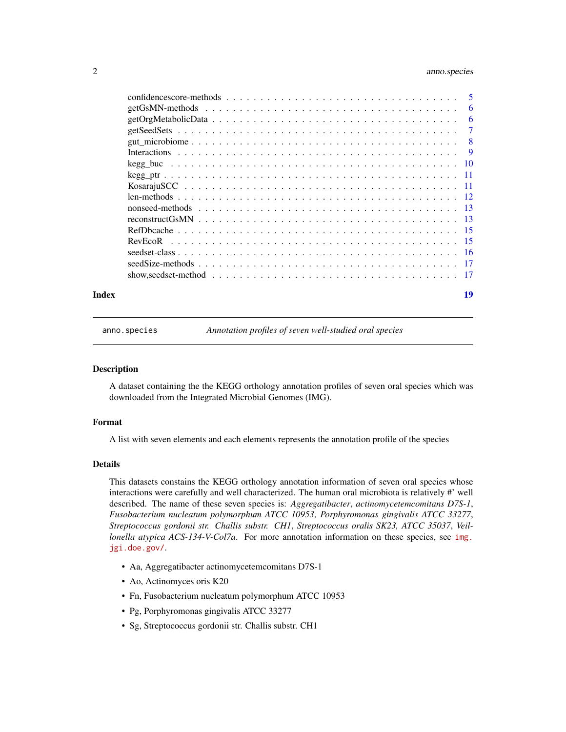confidencescore-methods . . . . . . . . . . . . . . . . . . . . . . . . . . . . . . . . 5
getGsMN-methods . . . . . . . . . . . . . . . . . . . . . . . . . . . . . . . . . . . . 6
getOrgMetabolicData . . . . . . . . . . . . . . . . . . . . . . . . . . . . . . . . . . 6
getSeedSets . . . . . . . . . . . . . . . . . . . . . . . . . . . . . . . . . . . . . . 7
gut_microbiome . . . . . . . . . . . . . . . . . . . . . . . . . . . . . . . . . . . . . 8
Interactions . . . . . . . . . . . . . . . . . . . . . . . . . . . . . . . . . . . . . . 9
kegg_buc . . . . . . . . . . . . . . . . . . . . . . . . . . . . . . . . . . . . . . . . 10
kegg_ptr . . . . . . . . . . . . . . . . . . . . . . . . . . . . . . . . . . . . . . . . 11
KosarajuSCC . . . . . . . . . . . . . . . . . . . . . . . . . . . . . . . . . . . . . . 11
len-methods . . . . . . . . . . . . . . . . . . . . . . . . . . . . . . . . . . . . . . 12
nonseed-methods . . . . . . . . . . . . . . . . . . . . . . . . . . . . . . . . . . . . 13
reconstructGsMN . . . . . . . . . . . . . . . . . . . . . . . . . . . . . . . . . . . . 13
RefDbcache . . . . . . . . . . . . . . . . . . . . . . . . . . . . . . . . . . . . . . . 15
RevEcoR . . . . . . . . . . . . . . . . . . . . . . . . . . . . . . . . . . . . . . . . 15
seedset-class . . . . . . . . . . . . . . . . . . . . . . . . . . . . . . . . . . . . . . 16
seedSize-methods . . . . . . . . . . . . . . . . . . . . . . . . . . . . . . . . . . . . 17
show,seedset-method . . . . . . . . . . . . . . . . . . . . . . . . . . . . . . . . . . 17

**Index** **19**

---

`anno.species` *Annotation profiles of seven well-studied oral species*

---

### Description

A dataset containing the the KEGG orthology annotation profiles of seven oral species which was downloaded from the Integrated Microbial Genomes (IMG).

### Format

A list with seven elements and each elements represents the annotation profile of the species

### Details

This datasets constains the KEGG orthology annotation information of seven oral species whose interactions were carefully and well characterized. The human oral microbiota is relatively #' well described. The name of these seven species is: *Aggregatibacter*, *actinomycetemcomitans D7S-1*, *Fusobacterium nucleatum polymorphum ATCC 10953*, *Porphyromonas gingivalis ATCC 33277*, *Streptococcus gordonii str. Challis substr. CH1*, *Streptococcus oralis SK23, ATCC 35037*, *Veillonella atypica ACS-134-V-Col7a*. For more annotation information on these species, see `img.jgi.doe.gov/`.

- Aa, Aggregatibacter actinomycetemcomitans D7S-1
- Ao, Actinomyces oris K20
- Fn, Fusobacterium nucleatum polymorphum ATCC 10953
- Pg, Porphyromonas gingivalis ATCC 33277
- Sg, Streptococcus gordonii str. Challis substr. CH1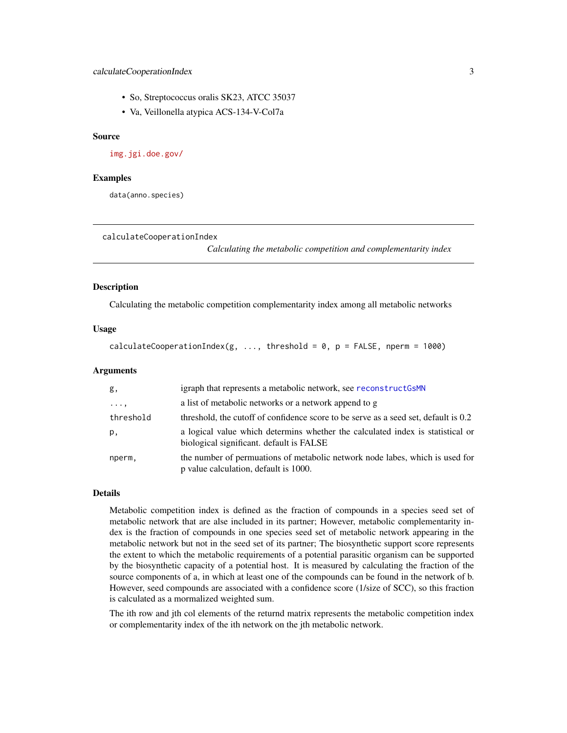- So, Streptococcus oralis SK23, ATCC 35037
- Va, Veillonella atypica ACS-134-V-Col7a

## Source

img.jgi.doe.gov/

## Examples

```
data(anno.species)
```

---

# calculateCooperationIndex

*Calculating the metabolic competition and complementarity index*

## Description

Calculating the metabolic competition complementarity index among all metabolic networks

## Usage

```
calculateCooperationIndex(g, ..., threshold = 0, p = FALSE, nperm = 1000)
```

## Arguments

| | |
|---|---|
| g, | igraph that represents a metabolic network, see reconstructGsMN |
| ..., | a list of metabolic networks or a network append to g |
| threshold | threshold, the cutoff of confidence score to be serve as a seed set, default is 0.2 |
| p, | a logical value which determins whether the calculated index is statistical or biological significant. default is FALSE |
| nperm, | the number of permuations of metabolic network node labes, which is used for p value calculation, default is 1000. |

## Details

Metabolic competition index is defined as the fraction of compounds in a species seed set of metabolic network that are alse included in its partner; However, metabolic complementarity index is the fraction of compounds in one species seed set of metabolic network appearing in the metabolic network but not in the seed set of its partner; The biosynthetic support score represents the extent to which the metabolic requirements of a potential parasitic organism can be supported by the biosynthetic capacity of a potential host. It is measured by calculating the fraction of the source components of a, in which at least one of the compounds can be found in the network of b. However, seed compounds are associated with a confidence score (1/size of SCC), so this fraction is calculated as a mormalized weighted sum.

The ith row and jth col elements of the returnd matrix represents the metabolic competition index or complementarity index of the ith network on the jth metabolic network.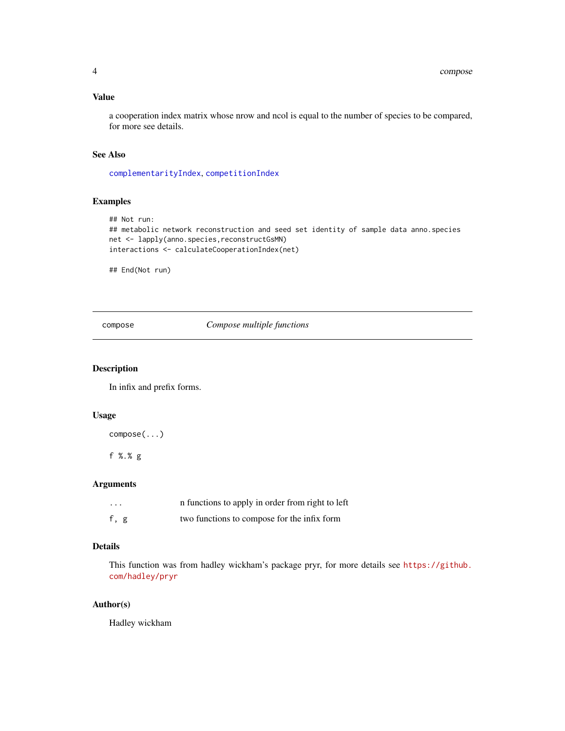## Value

a cooperation index matrix whose nrow and ncol is equal to the number of species to be compared, for more see details.

## See Also

complementarityIndex, competitionIndex

## Examples

```
## Not run:
## metabolic network reconstruction and seed set identity of sample data anno.species
net <- lapply(anno.species,reconstructGsMN)
interactions <- calculateCooperationIndex(net)

## End(Not run)
```

---

# compose — *Compose multiple functions*

## Description

In infix and prefix forms.

## Usage

```
compose(...)

f %.% g
```

## Arguments

| | |
|---|---|
| ... | n functions to apply in order from right to left |
| f, g | two functions to compose for the infix form |

## Details

This function was from hadley wickham's package pryr, for more details see https://github.com/hadley/pryr

## Author(s)

Hadley wickham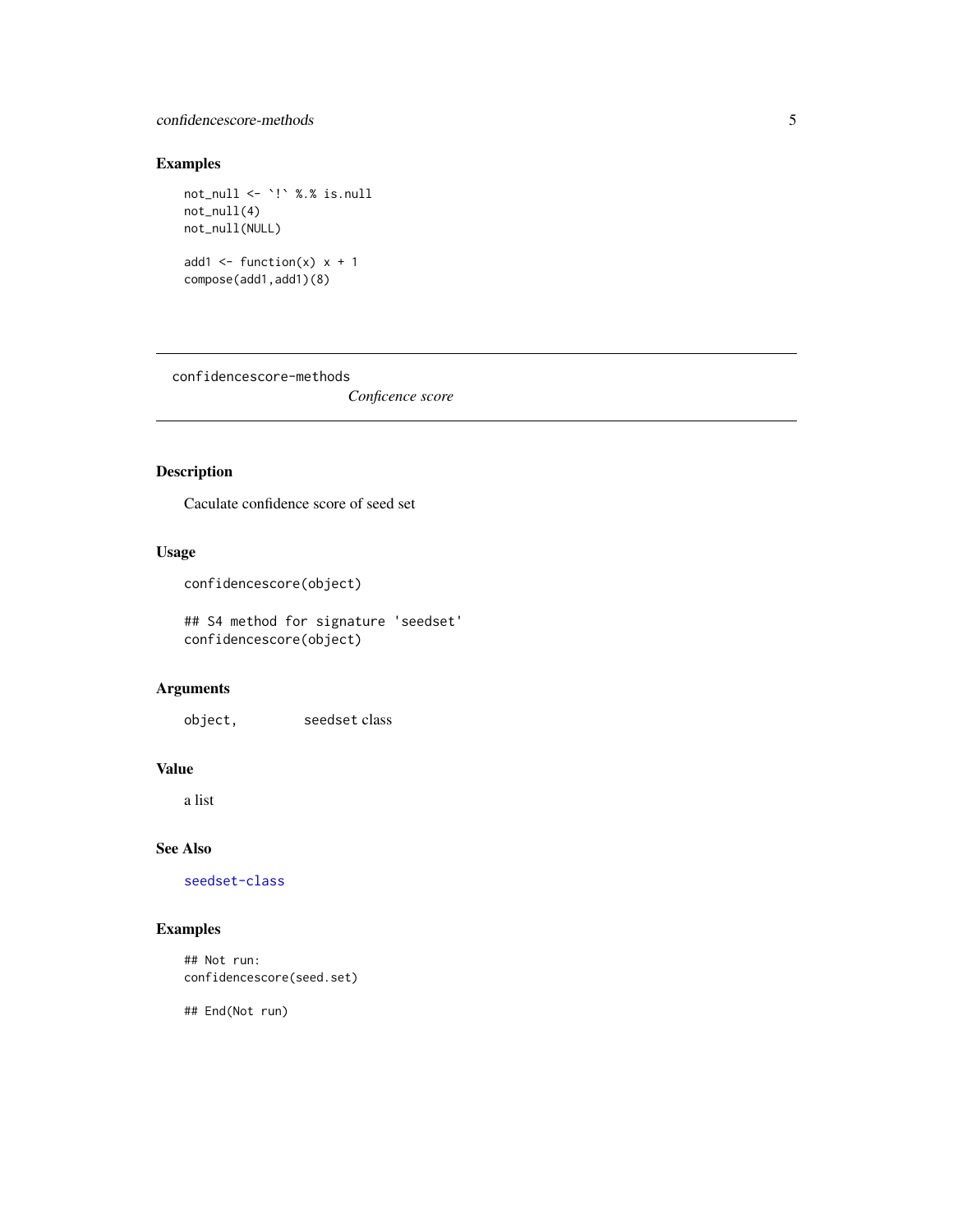## Examples

```
not_null <- `!` %.% is.null
not_null(4)
not_null(NULL)

add1 <- function(x) x + 1
compose(add1,add1)(8)
```

---

`confidencescore-methods` *Conficence score*

---

## Description

Caculate confidence score of seed set

## Usage

```
confidencescore(object)

## S4 method for signature 'seedset'
confidencescore(object)
```

## Arguments

| | |
|---|---|
| `object,` | seedset class |

## Value

a list

## See Also

seedset-class

## Examples

```
## Not run:
confidencescore(seed.set)

## End(Not run)
```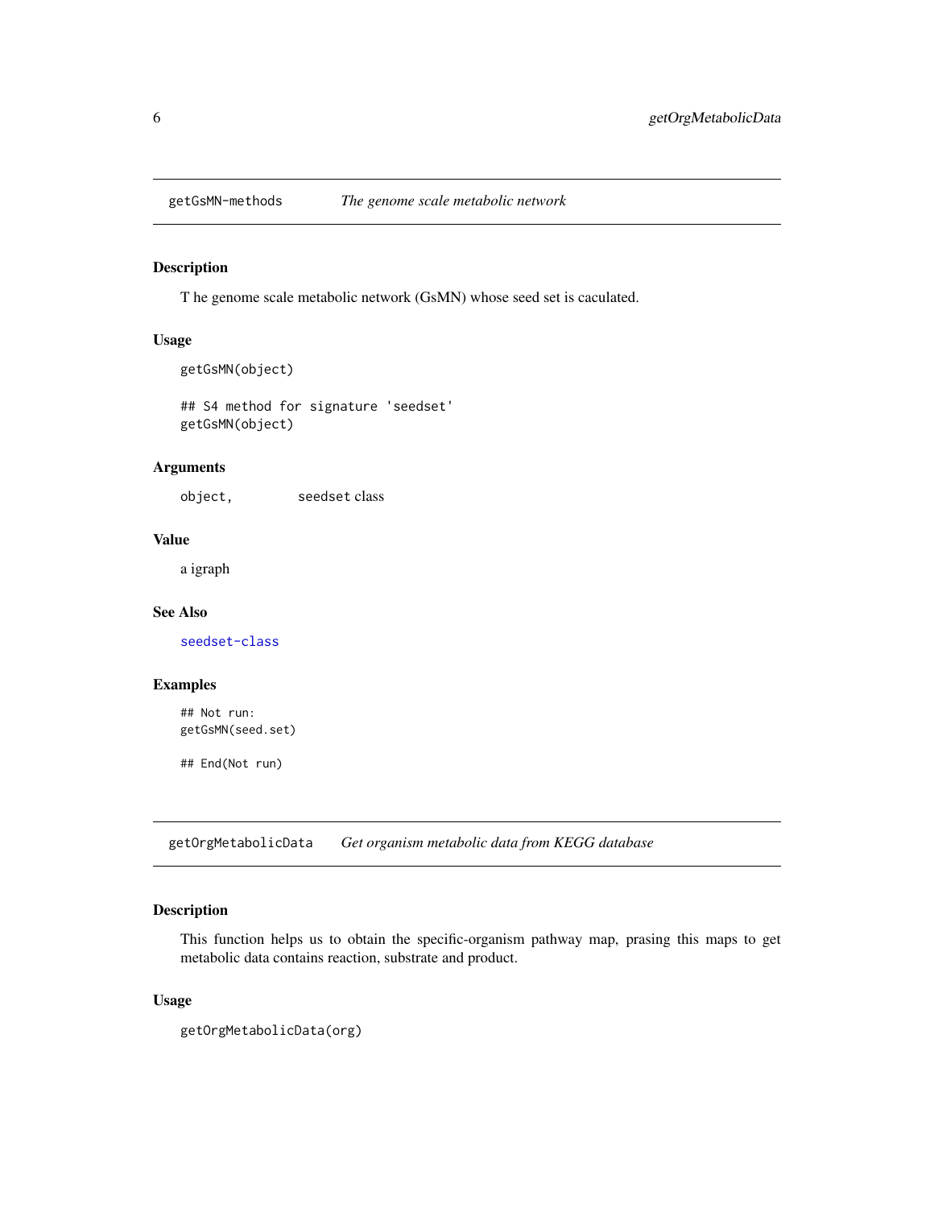## getGsMN-methods *The genome scale metabolic network*

### Description

T he genome scale metabolic network (GsMN) whose seed set is caculated.

### Usage

```
getGsMN(object)

## S4 method for signature 'seedset'
getGsMN(object)
```

### Arguments

| | |
|---|---|
| `object,` | seedset class |

### Value

a igraph

### See Also

`seedset-class`

### Examples

```
## Not run:
getGsMN(seed.set)

## End(Not run)
```

## getOrgMetabolicData *Get organism metabolic data from KEGG database*

### Description

This function helps us to obtain the specific-organism pathway map, prasing this maps to get metabolic data contains reaction, substrate and product.

### Usage

```
getOrgMetabolicData(org)
```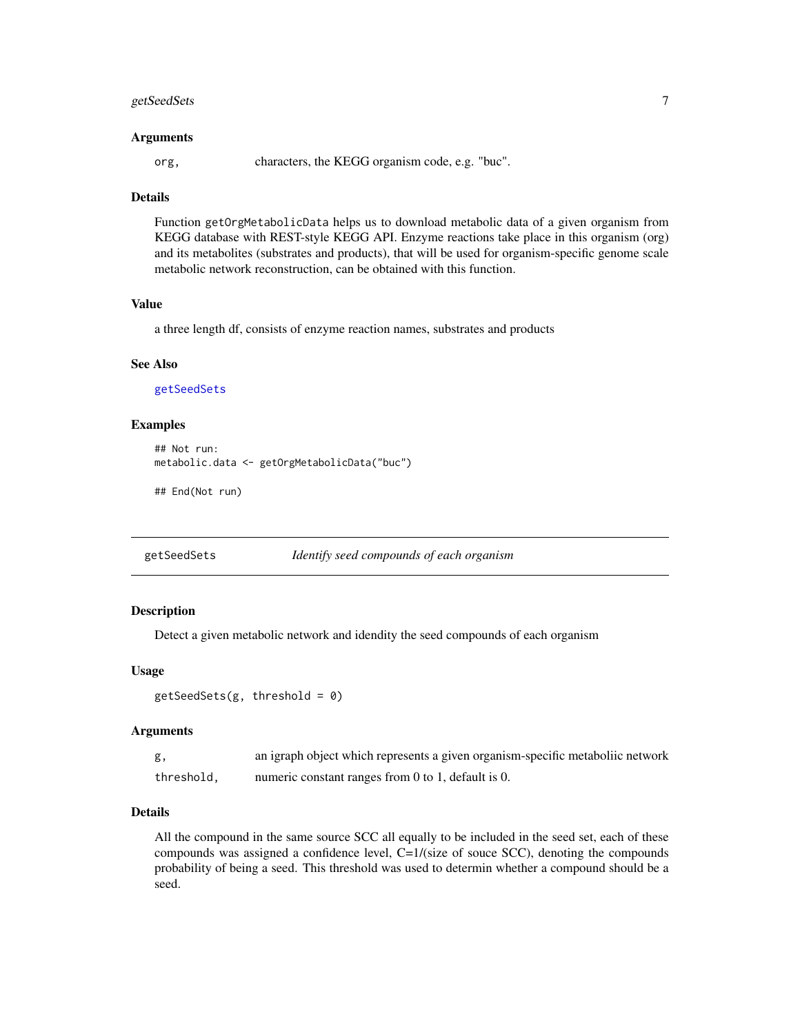### Arguments

| | |
|---|---|
| `org,` | characters, the KEGG organism code, e.g. "buc". |

### Details

Function `getOrgMetabolicData` helps us to download metabolic data of a given organism from KEGG database with REST-style KEGG API. Enzyme reactions take place in this organism (org) and its metabolites (substrates and products), that will be used for organism-specific genome scale metabolic network reconstruction, can be obtained with this function.

### Value

a three length df, consists of enzyme reaction names, substrates and products

### See Also

`getSeedSets`

### Examples

```
## Not run:
metabolic.data <- getOrgMetabolicData("buc")

## End(Not run)
```

---

## getSeedSets &nbsp;&nbsp;&nbsp; *Identify seed compounds of each organism*

---

### Description

Detect a given metabolic network and idendity the seed compounds of each organism

### Usage

```
getSeedSets(g, threshold = 0)
```

### Arguments

| | |
|---|---|
| `g,` | an igraph object which represents a given organism-specific metaboliic network |
| `threshold,` | numeric constant ranges from 0 to 1, default is 0. |

### Details

All the compound in the same source SCC all equally to be included in the seed set, each of these compounds was assigned a confidence level, C=1/(size of souce SCC), denoting the compounds probability of being a seed. This threshold was used to determin whether a compound should be a seed.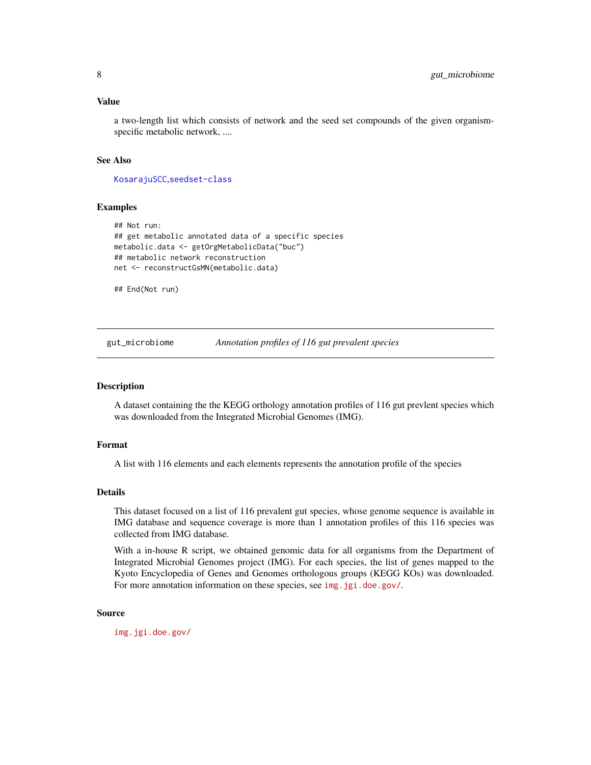### Value

a two-length list which consists of network and the seed set compounds of the given organism-specific metabolic network, ....

### See Also

KosarajuSCC,seedset-class

### Examples

```
## Not run:
## get metabolic annotated data of a specific species
metabolic.data <- getOrgMetabolicData("buc")
## metabolic network reconstruction
net <- reconstructGsMN(metabolic.data)

## End(Not run)
```

---

## gut_microbiome *Annotation profiles of 116 gut prevalent species*

---

### Description

A dataset containing the the KEGG orthology annotation profiles of 116 gut prevlent species which was downloaded from the Integrated Microbial Genomes (IMG).

### Format

A list with 116 elements and each elements represents the annotation profile of the species

### Details

This dataset focused on a list of 116 prevalent gut species, whose genome sequence is available in IMG database and sequence coverage is more than 1 annotation profiles of this 116 species was collected from IMG database.

With a in-house R script, we obtained genomic data for all organisms from the Department of Integrated Microbial Genomes project (IMG). For each species, the list of genes mapped to the Kyoto Encyclopedia of Genes and Genomes orthologous groups (KEGG KOs) was downloaded. For more annotation information on these species, see img.jgi.doe.gov/.

### Source

img.jgi.doe.gov/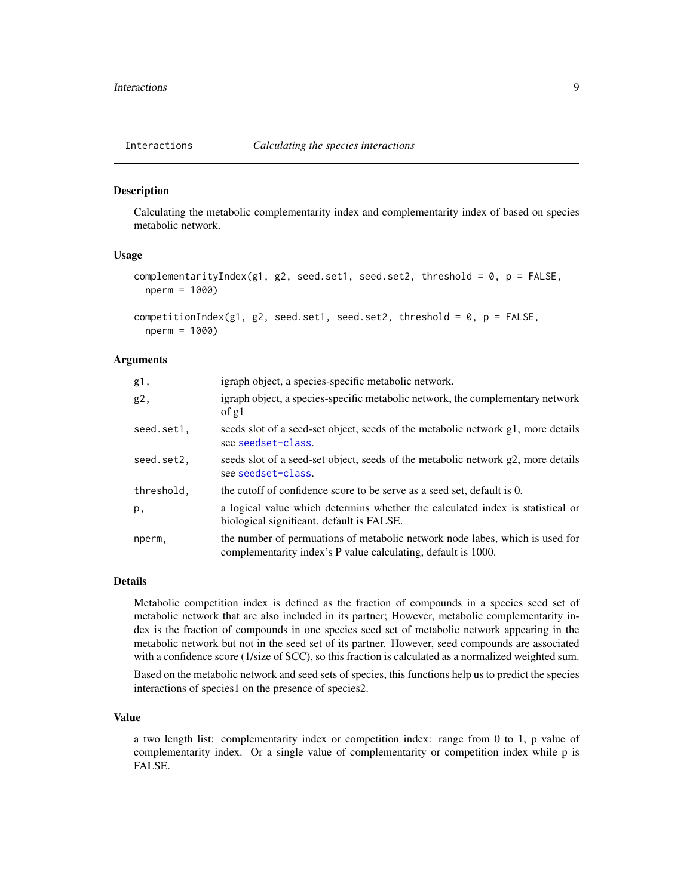Interactions *Calculating the species interactions*

## Description

Calculating the metabolic complementarity index and complementarity index of based on species metabolic network.

## Usage

```
complementarityIndex(g1, g2, seed.set1, seed.set2, threshold = 0, p = FALSE,
  nperm = 1000)

competitionIndex(g1, g2, seed.set1, seed.set2, threshold = 0, p = FALSE,
  nperm = 1000)
```

## Arguments

| | |
|---|---|
| g1, | igraph object, a species-specific metabolic network. |
| g2, | igraph object, a species-specific metabolic network, the complementary network of g1 |
| seed.set1, | seeds slot of a seed-set object, seeds of the metabolic network g1, more details see seedset-class. |
| seed.set2, | seeds slot of a seed-set object, seeds of the metabolic network g2, more details see seedset-class. |
| threshold, | the cutoff of confidence score to be serve as a seed set, default is 0. |
| p, | a logical value which determins whether the calculated index is statistical or biological significant. default is FALSE. |
| nperm, | the number of permuations of metabolic network node labes, which is used for complementarity index's P value calculating, default is 1000. |

## Details

Metabolic competition index is defined as the fraction of compounds in a species seed set of metabolic network that are also included in its partner; However, metabolic complementarity index is the fraction of compounds in one species seed set of metabolic network appearing in the metabolic network but not in the seed set of its partner. However, seed compounds are associated with a confidence score (1/size of SCC), so this fraction is calculated as a normalized weighted sum.

Based on the metabolic network and seed sets of species, this functions help us to predict the species interactions of species1 on the presence of species2.

## Value

a two length list: complementarity index or competition index: range from 0 to 1, p value of complementarity index. Or a single value of complementarity or competition index while p is FALSE.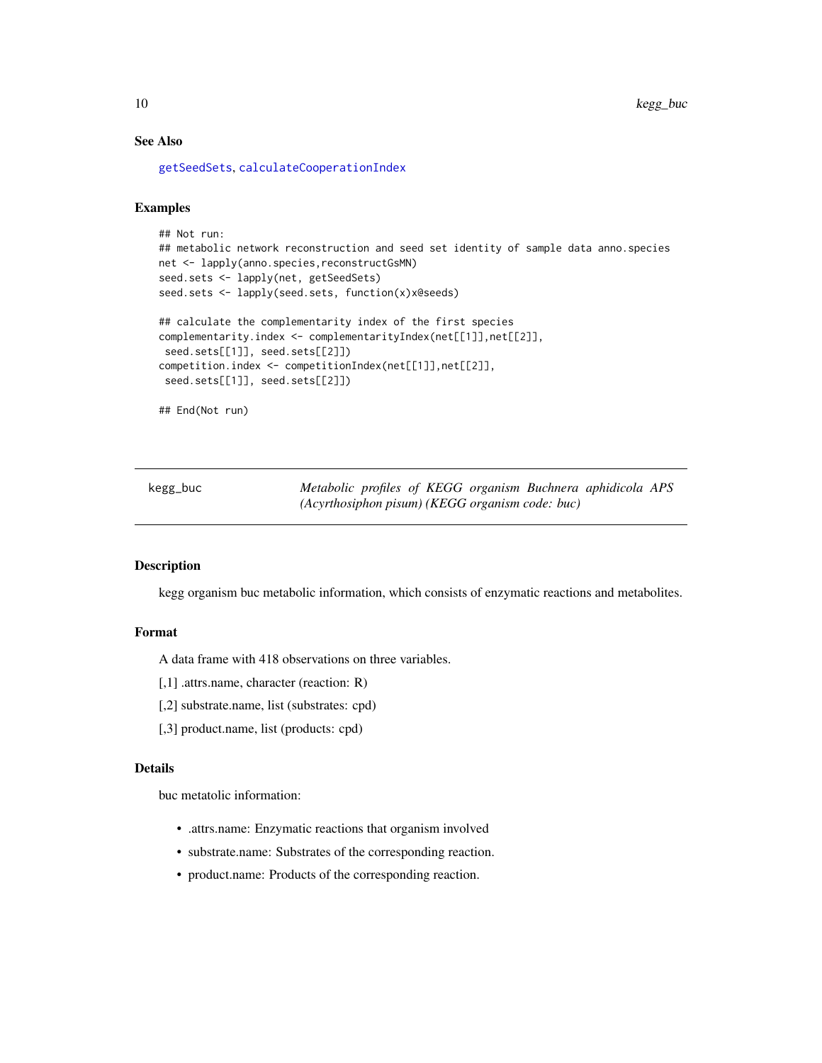### See Also

getSeedSets, calculateCooperationIndex

### Examples

```
## Not run:
## metabolic network reconstruction and seed set identity of sample data anno.species
net <- lapply(anno.species,reconstructGsMN)
seed.sets <- lapply(net, getSeedSets)
seed.sets <- lapply(seed.sets, function(x)x@seeds)

## calculate the complementarity index of the first species
complementarity.index <- complementarityIndex(net[[1]],net[[2]],
 seed.sets[[1]], seed.sets[[2]])
competition.index <- competitionIndex(net[[1]],net[[2]],
 seed.sets[[1]], seed.sets[[2]])

## End(Not run)
```

---

## kegg_buc    *Metabolic profiles of KEGG organism Buchnera aphidicola APS (Acyrthosiphon pisum) (KEGG organism code: buc)*

---

### Description

kegg organism buc metabolic information, which consists of enzymatic reactions and metabolites.

### Format

A data frame with 418 observations on three variables.

[,1] .attrs.name, character (reaction: R)

[,2] substrate.name, list (substrates: cpd)

[,3] product.name, list (products: cpd)

### Details

buc metatolic information:

- .attrs.name: Enzymatic reactions that organism involved
- substrate.name: Substrates of the corresponding reaction.
- product.name: Products of the corresponding reaction.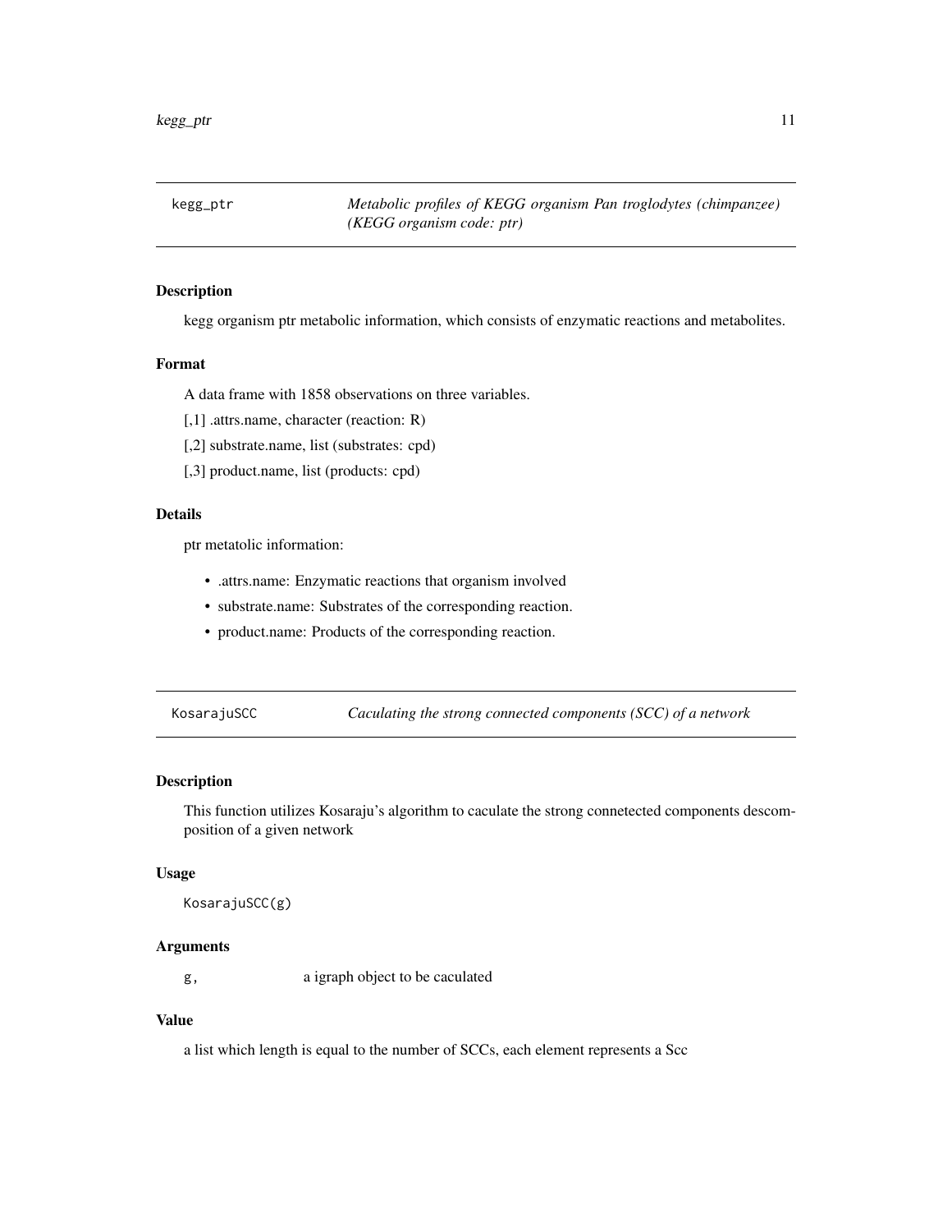## kegg_ptr — *Metabolic profiles of KEGG organism Pan troglodytes (chimpanzee) (KEGG organism code: ptr)*

### Description

kegg organism ptr metabolic information, which consists of enzymatic reactions and metabolites.

### Format

A data frame with 1858 observations on three variables.

[,1] .attrs.name, character (reaction: R)

[,2] substrate.name, list (substrates: cpd)

[,3] product.name, list (products: cpd)

### Details

ptr metatolic information:

- .attrs.name: Enzymatic reactions that organism involved
- substrate.name: Substrates of the corresponding reaction.
- product.name: Products of the corresponding reaction.

## KosarajuSCC — *Caculating the strong connected components (SCC) of a network*

### Description

This function utilizes Kosaraju's algorithm to caculate the strong connetected components descomposition of a given network

### Usage

```
KosarajuSCC(g)
```

### Arguments

| | |
|---|---|
| g, | a igraph object to be caculated |

### Value

a list which length is equal to the number of SCCs, each element represents a Scc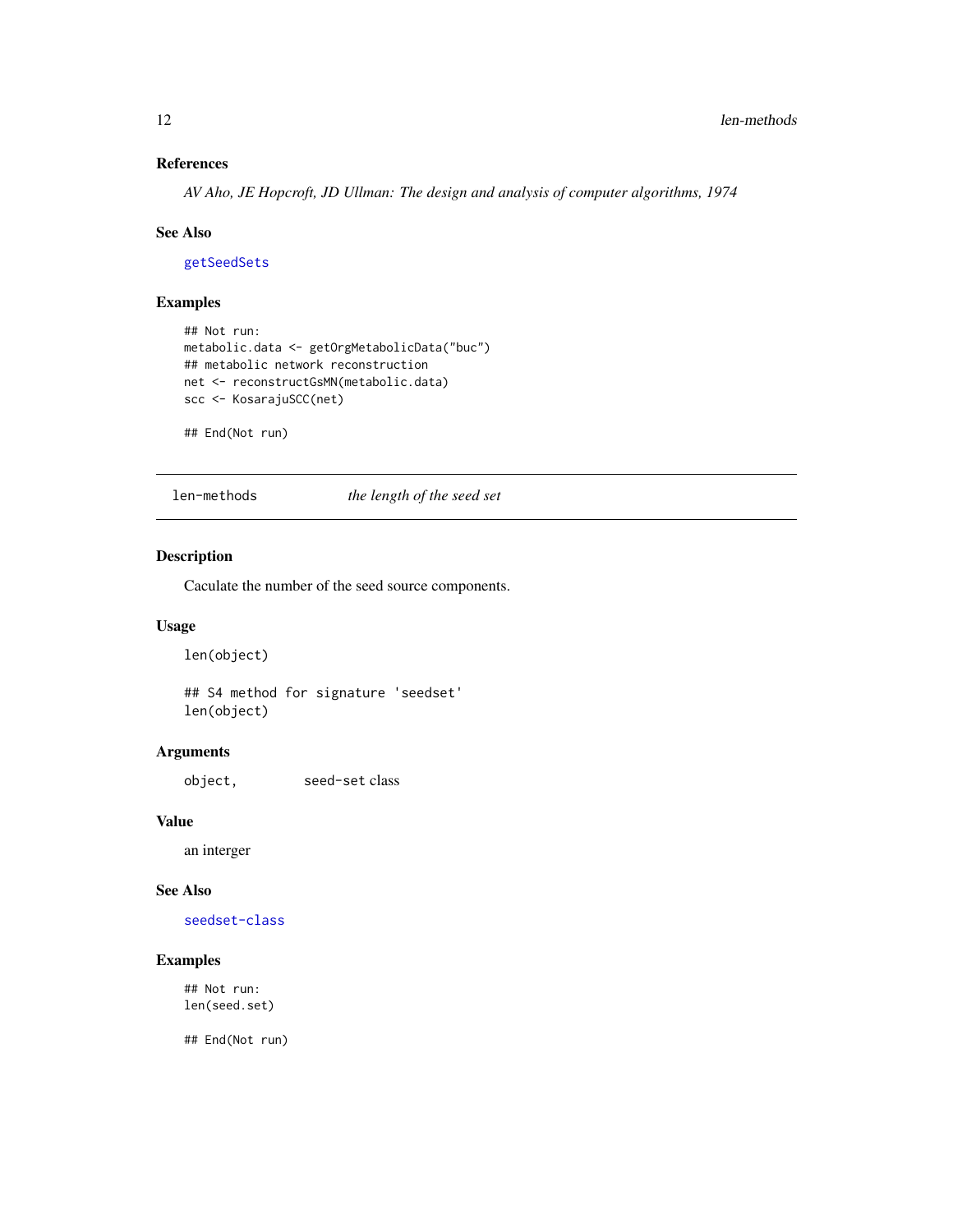### References

*AV Aho, JE Hopcroft, JD Ullman: The design and analysis of computer algorithms, 1974*

### See Also

getSeedSets

### Examples

```
## Not run:
metabolic.data <- getOrgMetabolicData("buc")
## metabolic network reconstruction
net <- reconstructGsMN(metabolic.data)
scc <- KosarajuSCC(net)

## End(Not run)
```

---

## len-methods *the length of the seed set*

---

### Description

Caculate the number of the seed source components.

### Usage

```
len(object)

## S4 method for signature 'seedset'
len(object)
```

### Arguments

| | |
|---|---|
| object, | seed-set class |

### Value

an interger

### See Also

seedset-class

### Examples

```
## Not run:
len(seed.set)

## End(Not run)
```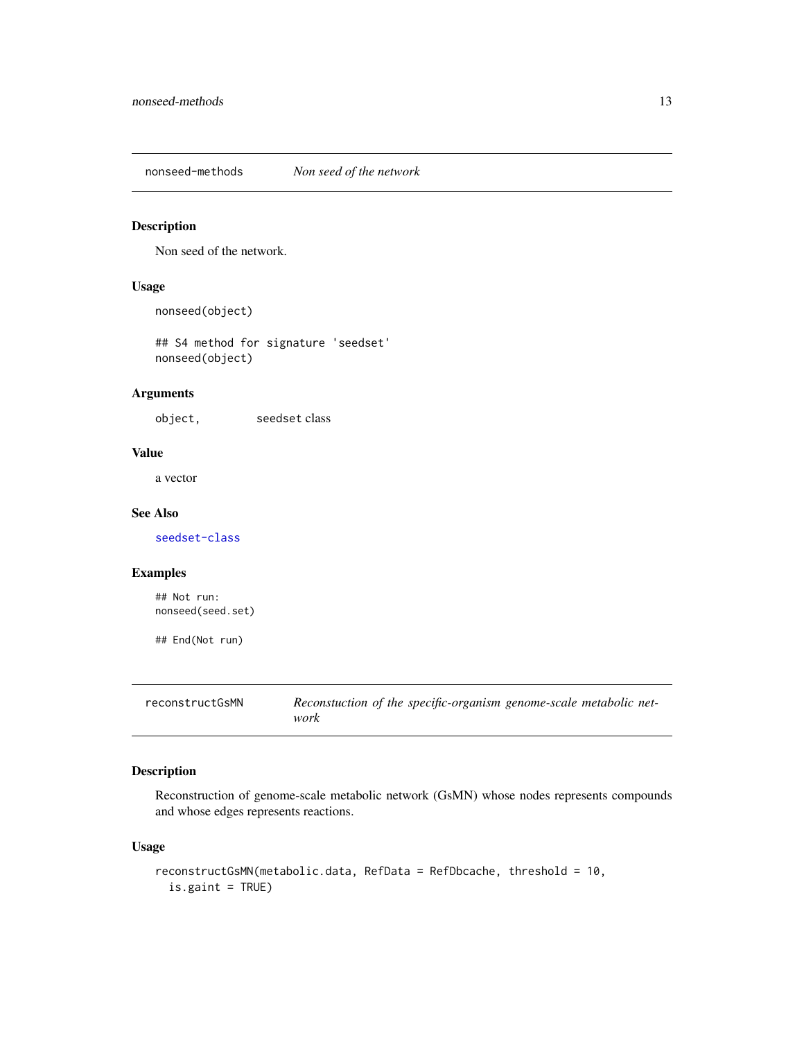## nonseed-methods — *Non seed of the network*

### Description

Non seed of the network.

### Usage

```
nonseed(object)

## S4 method for signature 'seedset'
nonseed(object)
```

### Arguments

| | |
|---|---|
| `object,` | `seedset` class |

### Value

a vector

### See Also

seedset-class

### Examples

```
## Not run:
nonseed(seed.set)

## End(Not run)
```

## reconstructGsMN — *Reconstuction of the specific-organism genome-scale metabolic network*

### Description

Reconstruction of genome-scale metabolic network (GsMN) whose nodes represents compounds and whose edges represents reactions.

### Usage

```
reconstructGsMN(metabolic.data, RefData = RefDbcache, threshold = 10,
  is.gaint = TRUE)
```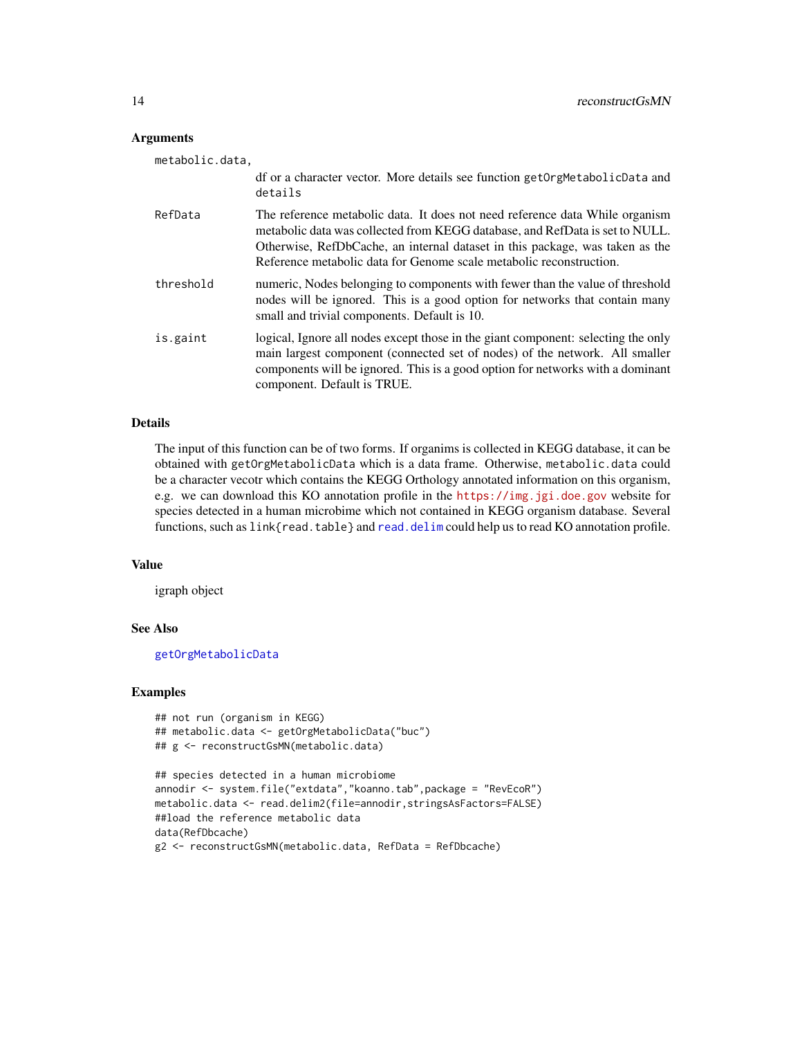### Arguments

`metabolic.data,`
: df or a character vector. More details see function `getOrgMetabolicData` and `details`

`RefData`
: The reference metabolic data. It does not need reference data While organism metabolic data was collected from KEGG database, and RefData is set to NULL. Otherwise, RefDbCache, an internal dataset in this package, was taken as the Reference metabolic data for Genome scale metabolic reconstruction.

`threshold`
: numeric, Nodes belonging to components with fewer than the value of threshold nodes will be ignored. This is a good option for networks that contain many small and trivial components. Default is 10.

`is.gaint`
: logical, Ignore all nodes except those in the giant component: selecting the only main largest component (connected set of nodes) of the network. All smaller components will be ignored. This is a good option for networks with a dominant component. Default is TRUE.

### Details

The input of this function can be of two forms. If organims is collected in KEGG database, it can be obtained with `getOrgMetabolicData` which is a data frame. Otherwise, `metabolic.data` could be a character vecotr which contains the KEGG Orthology annotated information on this organism, e.g. we can download this KO annotation profile in the https://img.jgi.doe.gov website for species detected in a human microbime which not contained in KEGG organism database. Several functions, such as `link{read.table}` and `read.delim` could help us to read KO annotation profile.

### Value

igraph object

### See Also

`getOrgMetabolicData`

### Examples

```
## not run (organism in KEGG)
## metabolic.data <- getOrgMetabolicData("buc")
## g <- reconstructGsMN(metabolic.data)

## species detected in a human microbiome
annodir <- system.file("extdata","koanno.tab",package = "RevEcoR")
metabolic.data <- read.delim2(file=annodir,stringsAsFactors=FALSE)
##load the reference metabolic data
data(RefDbcache)
g2 <- reconstructGsMN(metabolic.data, RefData = RefDbcache)
```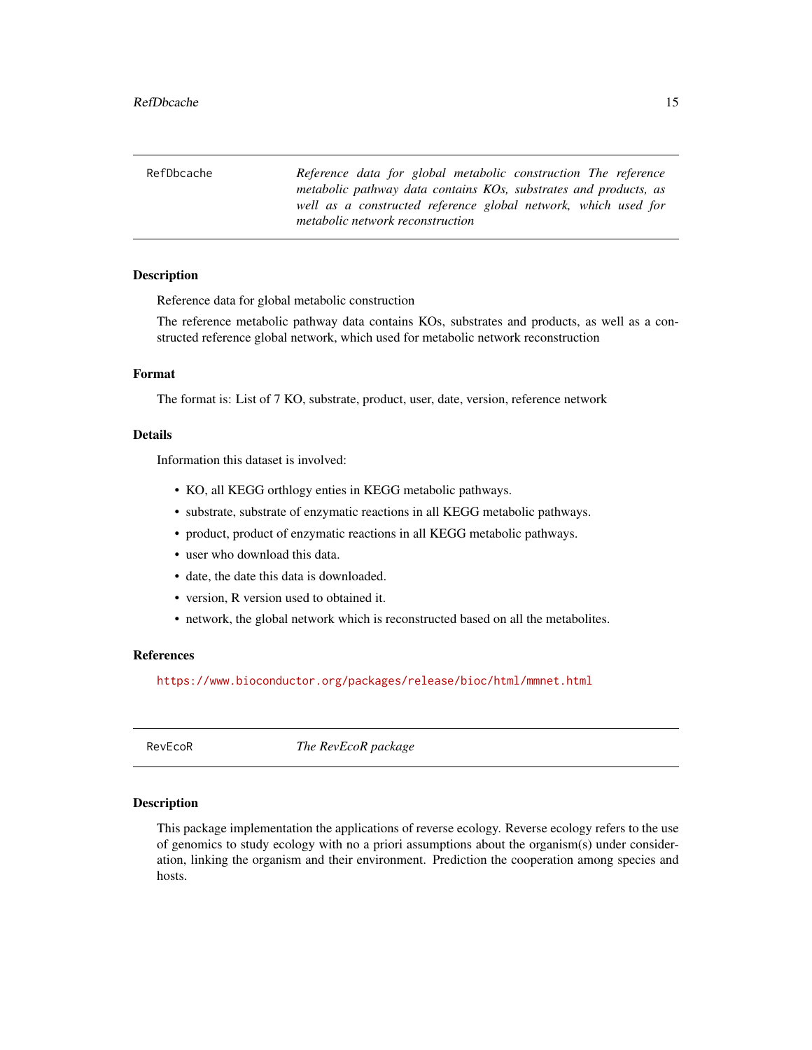## RefDbcache

*Reference data for global metabolic construction The reference metabolic pathway data contains KOs, substrates and products, as well as a constructed reference global network, which used for metabolic network reconstruction*

### Description

Reference data for global metabolic construction

The reference metabolic pathway data contains KOs, substrates and products, as well as a constructed reference global network, which used for metabolic network reconstruction

### Format

The format is: List of 7 KO, substrate, product, user, date, version, reference network

### Details

Information this dataset is involved:

- KO, all KEGG orthlogy enties in KEGG metabolic pathways.
- substrate, substrate of enzymatic reactions in all KEGG metabolic pathways.
- product, product of enzymatic reactions in all KEGG metabolic pathways.
- user who download this data.
- date, the date this data is downloaded.
- version, R version used to obtained it.
- network, the global network which is reconstructed based on all the metabolites.

### References

https://www.bioconductor.org/packages/release/bioc/html/mmnet.html

## RevEcoR

*The RevEcoR package*

### Description

This package implementation the applications of reverse ecology. Reverse ecology refers to the use of genomics to study ecology with no a priori assumptions about the organism(s) under consideration, linking the organism and their environment. Prediction the cooperation among species and hosts.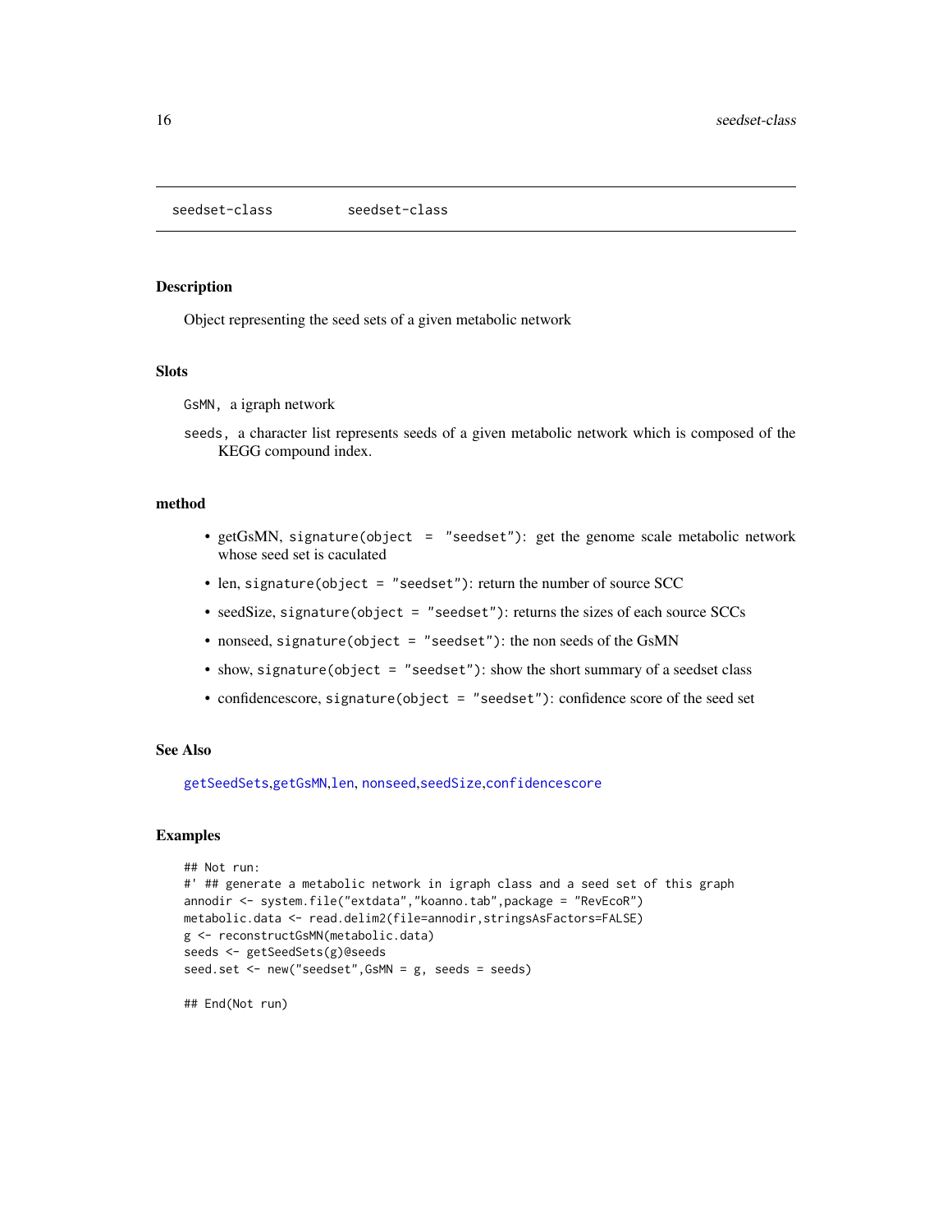seedset-class        seedset-class

### Description

Object representing the seed sets of a given metabolic network

### Slots

GsMN, a igraph network

seeds, a character list represents seeds of a given metabolic network which is composed of the KEGG compound index.

### method

- getGsMN, signature(object = "seedset"): get the genome scale metabolic network whose seed set is caculated
- len, signature(object = "seedset"): return the number of source SCC
- seedSize, signature(object = "seedset"): returns the sizes of each source SCCs
- nonseed, signature(object = "seedset"): the non seeds of the GsMN
- show, signature(object = "seedset"): show the short summary of a seedset class
- confidencescore, signature(object = "seedset"): confidence score of the seed set

### See Also

getSeedSets,getGsMN,len, nonseed,seedSize,confidencescore

### Examples

```
## Not run:
#' ## generate a metabolic network in igraph class and a seed set of this graph
annodir <- system.file("extdata","koanno.tab",package = "RevEcoR")
metabolic.data <- read.delim2(file=annodir,stringsAsFactors=FALSE)
g <- reconstructGsMN(metabolic.data)
seeds <- getSeedSets(g)@seeds
seed.set <- new("seedset",GsMN = g, seeds = seeds)

## End(Not run)
```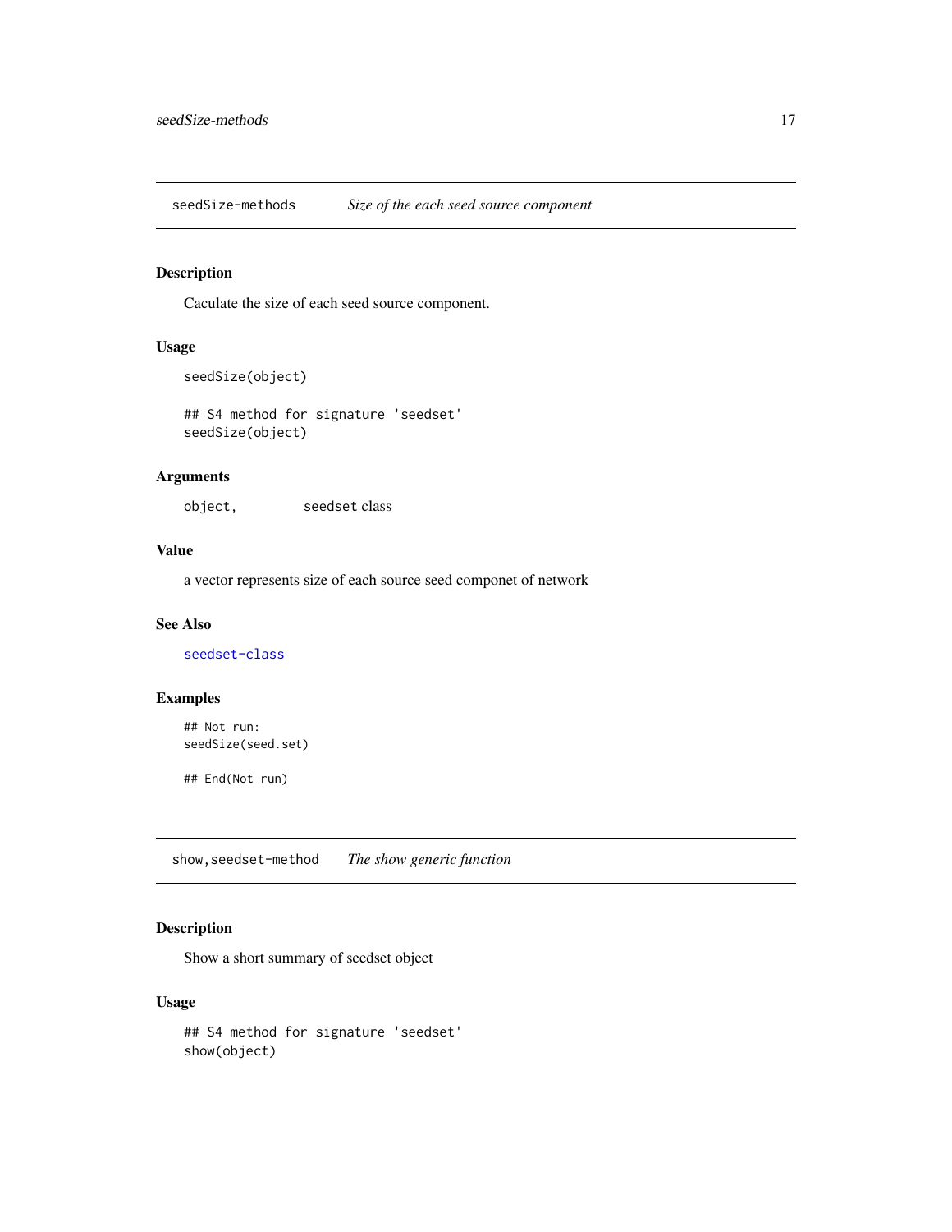## seedSize-methods *Size of the each seed source component*

### Description

Caculate the size of each seed source component.

### Usage

```
seedSize(object)

## S4 method for signature 'seedset'
seedSize(object)
```

### Arguments

| | |
|---|---|
| object, | seedset class |

### Value

a vector represents size of each source seed componet of network

### See Also

seedset-class

### Examples

```
## Not run:
seedSize(seed.set)

## End(Not run)
```

## show,seedset-method *The show generic function*

### Description

Show a short summary of seedset object

### Usage

```
## S4 method for signature 'seedset'
show(object)
```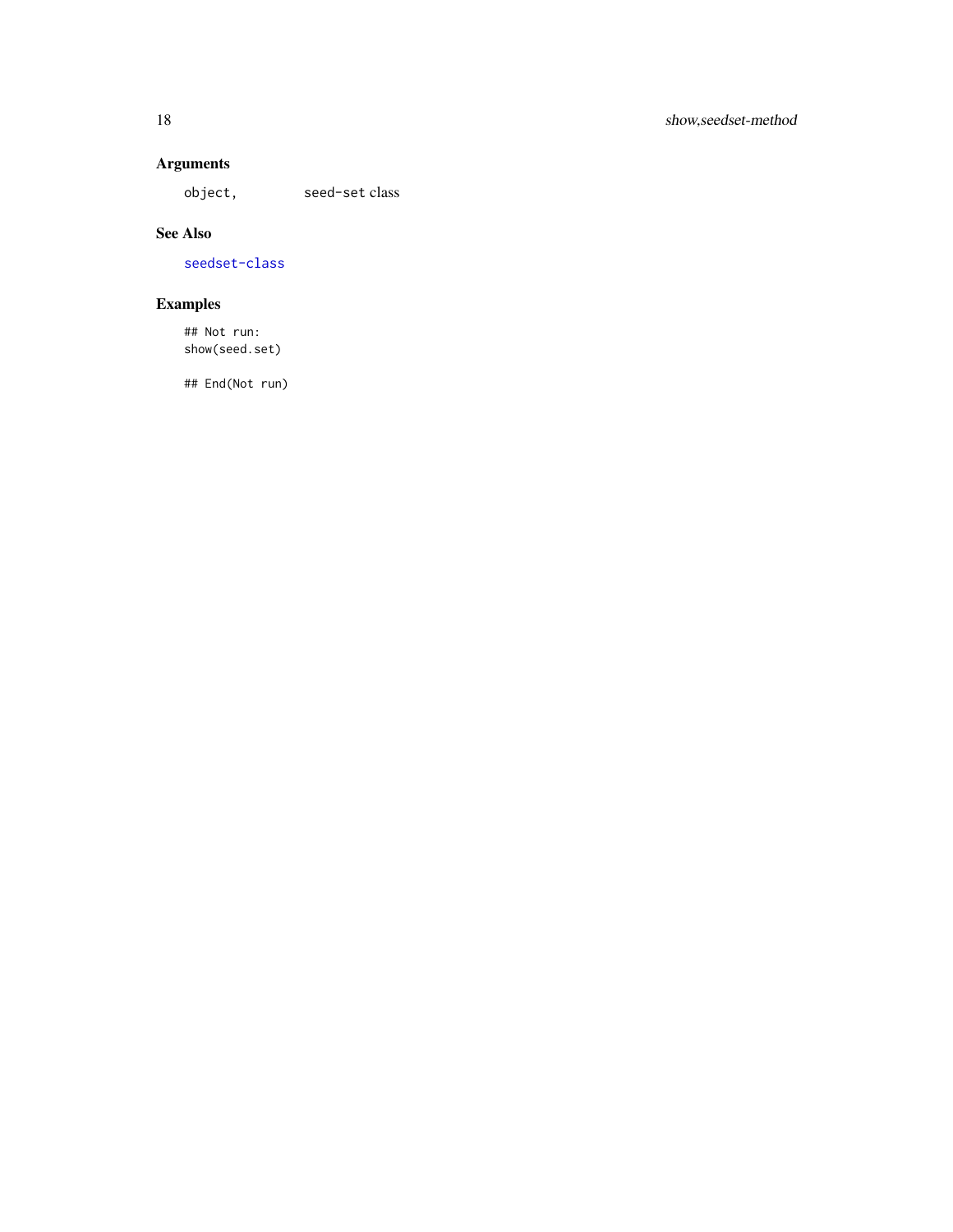## Arguments

| | |
|---|---|
| `object,` | `seed-set` class |

## See Also

`seedset-class`

## Examples

```
## Not run:
show(seed.set)

## End(Not run)
```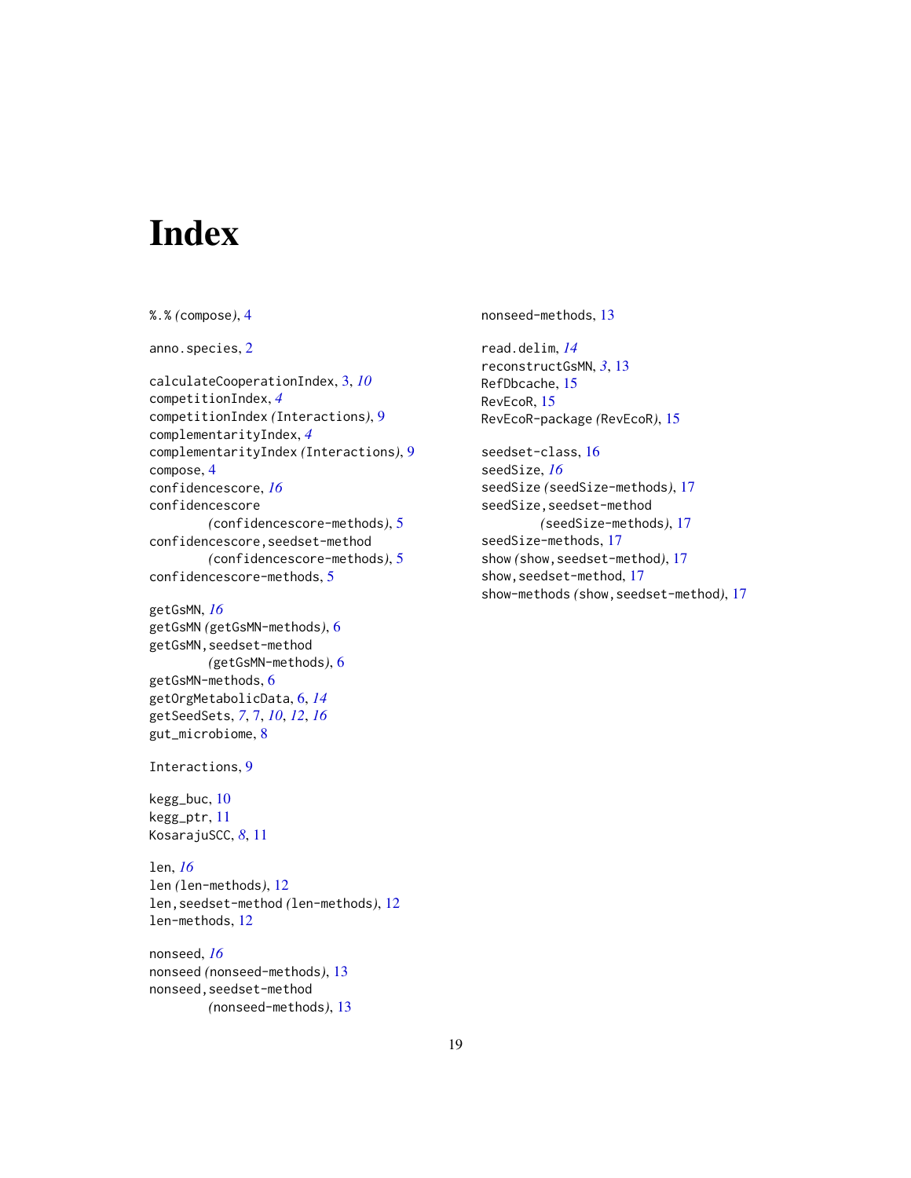# Index

%.% (compose), 4

anno.species, 2

calculateCooperationIndex, 3, *10*
competitionIndex, *4*
competitionIndex (Interactions), 9
complementarityIndex, *4*
complementarityIndex (Interactions), 9
compose, 4
confidencescore, *16*
confidencescore (confidencescore-methods), 5
confidencescore,seedset-method (confidencescore-methods), 5
confidencescore-methods, 5

getGsMN, *16*
getGsMN (getGsMN-methods), 6
getGsMN,seedset-method (getGsMN-methods), 6
getGsMN-methods, 6
getOrgMetabolicData, 6, *14*
getSeedSets, *7*, 7, *10*, *12*, *16*
gut_microbiome, 8

Interactions, 9

kegg_buc, 10
kegg_ptr, 11
KosarajuSCC, *8*, 11

len, *16*
len (len-methods), 12
len,seedset-method (len-methods), 12
len-methods, 12

nonseed, *16*
nonseed (nonseed-methods), 13
nonseed,seedset-method (nonseed-methods), 13
nonseed-methods, 13

read.delim, *14*
reconstructGsMN, *3*, 13
RefDbcache, 15
RevEcoR, 15
RevEcoR-package (RevEcoR), 15

seedset-class, 16
seedSize, *16*
seedSize (seedSize-methods), 17
seedSize,seedset-method (seedSize-methods), 17
seedSize-methods, 17
show (show,seedset-method), 17
show,seedset-method, 17
show-methods (show,seedset-method), 17